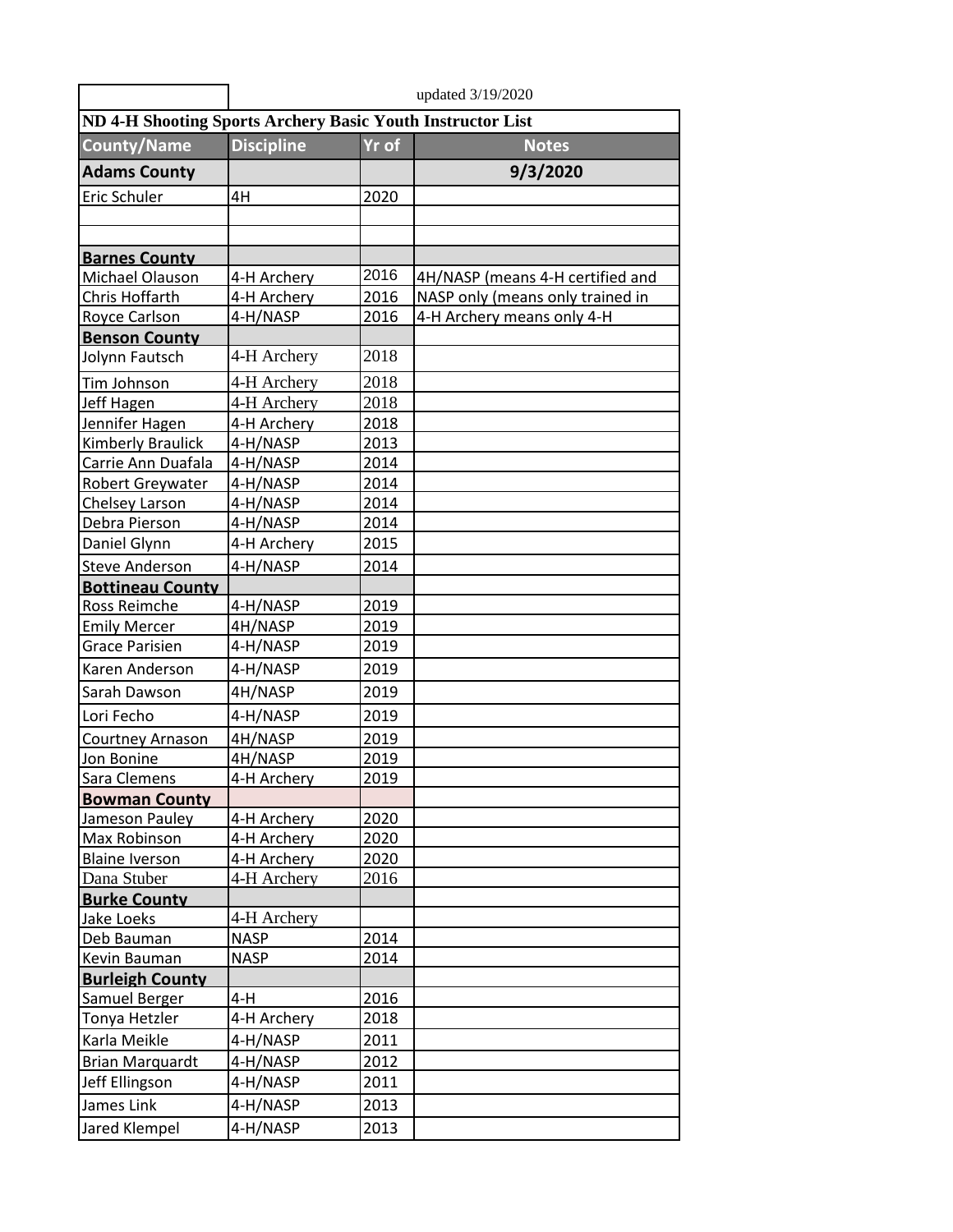updated 3/19/2020

**ND 4-H Shooting Sports Archery Basic Youth Instructor List**

| County/Name | Discipline | Yr of | Notes |
|---|---|---|---|
| **Adams County** | | | **9/3/2020** |
| Eric Schuler | 4H | 2020 | |
| | | | |
| | | | |
| **Barnes County** | | | |
| Michael Olauson | 4-H Archery | 2016 | 4H/NASP (means 4-H certified and |
| Chris Hoffarth | 4-H Archery | 2016 | NASP only (means only trained in |
| Royce Carlson | 4-H/NASP | 2016 | 4-H Archery means only 4-H |
| **Benson County** | | | |
| Jolynn Fautsch | 4-H Archery | 2018 | |
| Tim Johnson | 4-H Archery | 2018 | |
| Jeff Hagen | 4-H Archery | 2018 | |
| Jennifer Hagen | 4-H Archery | 2018 | |
| Kimberly Braulick | 4-H/NASP | 2013 | |
| Carrie Ann Duafala | 4-H/NASP | 2014 | |
| Robert Greywater | 4-H/NASP | 2014 | |
| Chelsey Larson | 4-H/NASP | 2014 | |
| Debra Pierson | 4-H/NASP | 2014 | |
| Daniel Glynn | 4-H Archery | 2015 | |
| Steve Anderson | 4-H/NASP | 2014 | |
| **Bottineau County** | | | |
| Ross Reimche | 4-H/NASP | 2019 | |
| Emily Mercer | 4H/NASP | 2019 | |
| Grace Parisien | 4-H/NASP | 2019 | |
| Karen Anderson | 4-H/NASP | 2019 | |
| Sarah Dawson | 4H/NASP | 2019 | |
| Lori Fecho | 4-H/NASP | 2019 | |
| Courtney Arnason | 4H/NASP | 2019 | |
| Jon Bonine | 4H/NASP | 2019 | |
| Sara Clemens | 4-H Archery | 2019 | |
| **Bowman County** | | | |
| Jameson Pauley | 4-H Archery | 2020 | |
| Max Robinson | 4-H Archery | 2020 | |
| Blaine Iverson | 4-H Archery | 2020 | |
| Dana Stuber | 4-H Archery | 2016 | |
| **Burke County** | | | |
| Jake Loeks | 4-H Archery | | |
| Deb Bauman | NASP | 2014 | |
| Kevin Bauman | NASP | 2014 | |
| **Burleigh County** | | | |
| Samuel Berger | 4-H | 2016 | |
| Tonya Hetzler | 4-H Archery | 2018 | |
| Karla Meikle | 4-H/NASP | 2011 | |
| Brian Marquardt | 4-H/NASP | 2012 | |
| Jeff Ellingson | 4-H/NASP | 2011 | |
| James Link | 4-H/NASP | 2013 | |
| Jared Klempel | 4-H/NASP | 2013 | |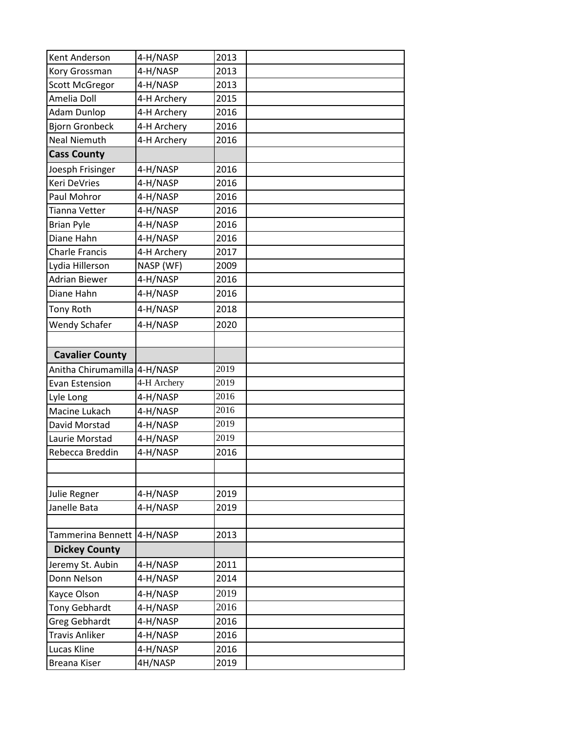| | | | |
|---|---|---|---|
| Kent Anderson | 4-H/NASP | 2013 | |
| Kory Grossman | 4-H/NASP | 2013 | |
| Scott McGregor | 4-H/NASP | 2013 | |
| Amelia Doll | 4-H Archery | 2015 | |
| Adam Dunlop | 4-H Archery | 2016 | |
| Bjorn Gronbeck | 4-H Archery | 2016 | |
| Neal Niemuth | 4-H Archery | 2016 | |
| **Cass County** | | | |
| Joesph Frisinger | 4-H/NASP | 2016 | |
| Keri DeVries | 4-H/NASP | 2016 | |
| Paul Mohror | 4-H/NASP | 2016 | |
| Tianna Vetter | 4-H/NASP | 2016 | |
| Brian Pyle | 4-H/NASP | 2016 | |
| Diane Hahn | 4-H/NASP | 2016 | |
| Charle Francis | 4-H Archery | 2017 | |
| Lydia Hillerson | NASP (WF) | 2009 | |
| Adrian Biewer | 4-H/NASP | 2016 | |
| Diane Hahn | 4-H/NASP | 2016 | |
| Tony Roth | 4-H/NASP | 2018 | |
| Wendy Schafer | 4-H/NASP | 2020 | |
| | | | |
| **Cavalier County** | | | |
| Anitha Chirumamilla | 4-H/NASP | 2019 | |
| Evan Estension | 4-H Archery | 2019 | |
| Lyle Long | 4-H/NASP | 2016 | |
| Macine Lukach | 4-H/NASP | 2016 | |
| David Morstad | 4-H/NASP | 2019 | |
| Laurie Morstad | 4-H/NASP | 2019 | |
| Rebecca Breddin | 4-H/NASP | 2016 | |
| | | | |
| | | | |
| Julie Regner | 4-H/NASP | 2019 | |
| Janelle Bata | 4-H/NASP | 2019 | |
| | | | |
| Tammerina Bennett | 4-H/NASP | 2013 | |
| **Dickey County** | | | |
| Jeremy St. Aubin | 4-H/NASP | 2011 | |
| Donn Nelson | 4-H/NASP | 2014 | |
| Kayce Olson | 4-H/NASP | 2019 | |
| Tony Gebhardt | 4-H/NASP | 2016 | |
| Greg Gebhardt | 4-H/NASP | 2016 | |
| Travis Anliker | 4-H/NASP | 2016 | |
| Lucas Kline | 4-H/NASP | 2016 | |
| Breana Kiser | 4H/NASP | 2019 | |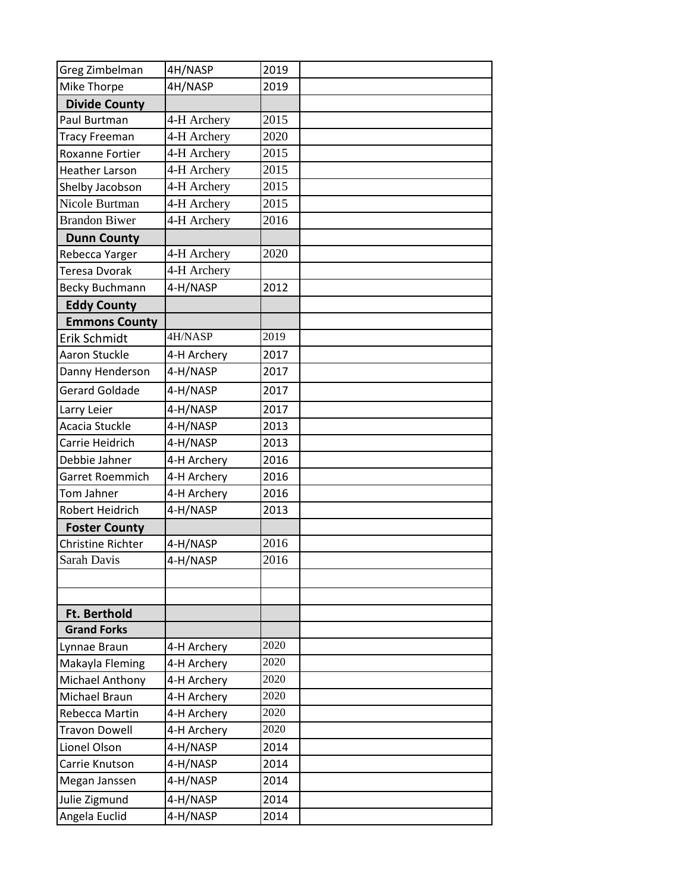| | | | |
|---|---|---|---|
| Greg Zimbelman | 4H/NASP | 2019 | |
| Mike Thorpe | 4H/NASP | 2019 | |
| **Divide County** | | | |
| Paul Burtman | 4-H Archery | 2015 | |
| Tracy Freeman | 4-H Archery | 2020 | |
| Roxanne Fortier | 4-H Archery | 2015 | |
| Heather Larson | 4-H Archery | 2015 | |
| Shelby Jacobson | 4-H Archery | 2015 | |
| Nicole Burtman | 4-H Archery | 2015 | |
| Brandon Biwer | 4-H Archery | 2016 | |
| **Dunn County** | | | |
| Rebecca Yarger | 4-H Archery | 2020 | |
| Teresa Dvorak | 4-H Archery | | |
| Becky Buchmann | 4-H/NASP | 2012 | |
| **Eddy County** | | | |
| **Emmons County** | | | |
| Erik Schmidt | 4H/NASP | 2019 | |
| Aaron Stuckle | 4-H Archery | 2017 | |
| Danny Henderson | 4-H/NASP | 2017 | |
| Gerard Goldade | 4-H/NASP | 2017 | |
| Larry Leier | 4-H/NASP | 2017 | |
| Acacia Stuckle | 4-H/NASP | 2013 | |
| Carrie Heidrich | 4-H/NASP | 2013 | |
| Debbie Jahner | 4-H Archery | 2016 | |
| Garret Roemmich | 4-H Archery | 2016 | |
| Tom Jahner | 4-H Archery | 2016 | |
| Robert Heidrich | 4-H/NASP | 2013 | |
| **Foster County** | | | |
| Christine Richter | 4-H/NASP | 2016 | |
| Sarah Davis | 4-H/NASP | 2016 | |
| | | | |
| | | | |
| **Ft. Berthold** | | | |
| **Grand Forks** | | | |
| Lynnae Braun | 4-H Archery | 2020 | |
| Makayla Fleming | 4-H Archery | 2020 | |
| Michael Anthony | 4-H Archery | 2020 | |
| Michael Braun | 4-H Archery | 2020 | |
| Rebecca Martin | 4-H Archery | 2020 | |
| Travon Dowell | 4-H Archery | 2020 | |
| Lionel Olson | 4-H/NASP | 2014 | |
| Carrie Knutson | 4-H/NASP | 2014 | |
| Megan Janssen | 4-H/NASP | 2014 | |
| Julie Zigmund | 4-H/NASP | 2014 | |
| Angela Euclid | 4-H/NASP | 2014 | |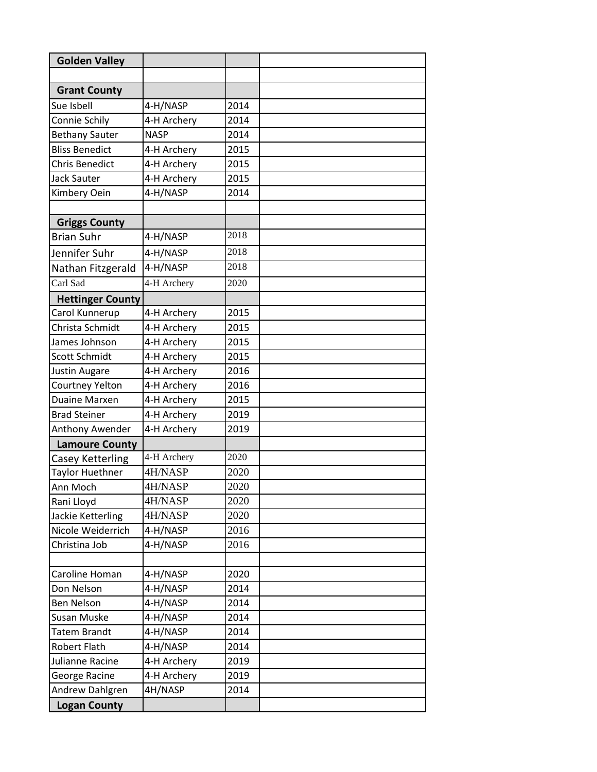| Golden Valley | | | |
|---|---|---|---|
| | | | |
| **Grant County** | | | |
| Sue Isbell | 4-H/NASP | 2014 | |
| Connie Schily | 4-H Archery | 2014 | |
| Bethany Sauter | NASP | 2014 | |
| Bliss Benedict | 4-H Archery | 2015 | |
| Chris Benedict | 4-H Archery | 2015 | |
| Jack Sauter | 4-H Archery | 2015 | |
| Kimbery Oein | 4-H/NASP | 2014 | |
| | | | |
| **Griggs County** | | | |
| Brian Suhr | 4-H/NASP | 2018 | |
| Jennifer Suhr | 4-H/NASP | 2018 | |
| Nathan Fitzgerald | 4-H/NASP | 2018 | |
| Carl Sad | 4-H Archery | 2020 | |
| **Hettinger County** | | | |
| Carol Kunnerup | 4-H Archery | 2015 | |
| Christa Schmidt | 4-H Archery | 2015 | |
| James Johnson | 4-H Archery | 2015 | |
| Scott Schmidt | 4-H Archery | 2015 | |
| Justin Augare | 4-H Archery | 2016 | |
| Courtney Yelton | 4-H Archery | 2016 | |
| Duaine Marxen | 4-H Archery | 2015 | |
| Brad Steiner | 4-H Archery | 2019 | |
| Anthony Awender | 4-H Archery | 2019 | |
| **Lamoure County** | | | |
| Casey Ketterling | 4-H Archery | 2020 | |
| Taylor Huethner | 4H/NASP | 2020 | |
| Ann Moch | 4H/NASP | 2020 | |
| Rani Lloyd | 4H/NASP | 2020 | |
| Jackie Ketterling | 4H/NASP | 2020 | |
| Nicole Weiderrich | 4-H/NASP | 2016 | |
| Christina Job | 4-H/NASP | 2016 | |
| | | | |
| Caroline Homan | 4-H/NASP | 2020 | |
| Don Nelson | 4-H/NASP | 2014 | |
| Ben Nelson | 4-H/NASP | 2014 | |
| Susan Muske | 4-H/NASP | 2014 | |
| Tatem Brandt | 4-H/NASP | 2014 | |
| Robert Flath | 4-H/NASP | 2014 | |
| Julianne Racine | 4-H Archery | 2019 | |
| George Racine | 4-H Archery | 2019 | |
| Andrew Dahlgren | 4H/NASP | 2014 | |
| **Logan County** | | | |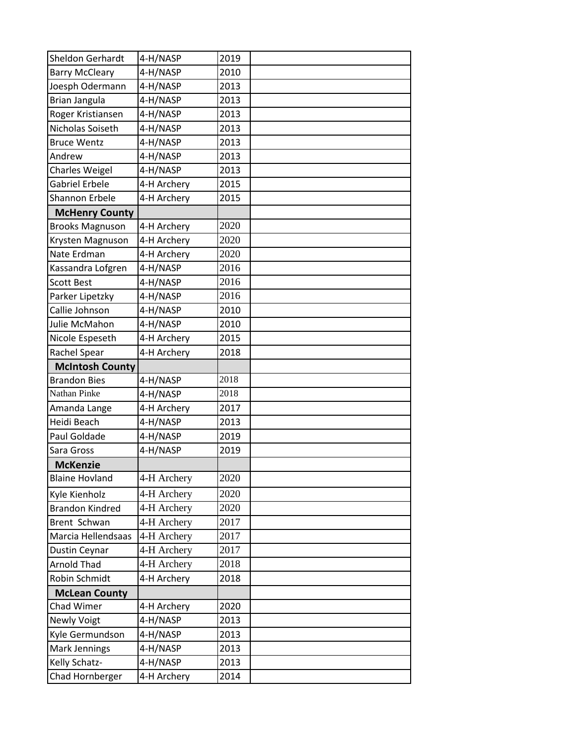| Sheldon Gerhardt | 4-H/NASP | 2019 | |
|---|---|---|---|
| Barry McCleary | 4-H/NASP | 2010 | |
| Joesph Odermann | 4-H/NASP | 2013 | |
| Brian Jangula | 4-H/NASP | 2013 | |
| Roger Kristiansen | 4-H/NASP | 2013 | |
| Nicholas Soiseth | 4-H/NASP | 2013 | |
| Bruce Wentz | 4-H/NASP | 2013 | |
| Andrew | 4-H/NASP | 2013 | |
| Charles Weigel | 4-H/NASP | 2013 | |
| Gabriel Erbele | 4-H Archery | 2015 | |
| Shannon Erbele | 4-H Archery | 2015 | |
| **McHenry County** | | | |
| Brooks Magnuson | 4-H Archery | 2020 | |
| Krysten Magnuson | 4-H Archery | 2020 | |
| Nate Erdman | 4-H Archery | 2020 | |
| Kassandra Lofgren | 4-H/NASP | 2016 | |
| Scott Best | 4-H/NASP | 2016 | |
| Parker Lipetzky | 4-H/NASP | 2016 | |
| Callie Johnson | 4-H/NASP | 2010 | |
| Julie McMahon | 4-H/NASP | 2010 | |
| Nicole Espeseth | 4-H Archery | 2015 | |
| Rachel Spear | 4-H Archery | 2018 | |
| **McIntosh County** | | | |
| Brandon Bies | 4-H/NASP | 2018 | |
| Nathan Pinke | 4-H/NASP | 2018 | |
| Amanda Lange | 4-H Archery | 2017 | |
| Heidi Beach | 4-H/NASP | 2013 | |
| Paul Goldade | 4-H/NASP | 2019 | |
| Sara Gross | 4-H/NASP | 2019 | |
| **McKenzie** | | | |
| Blaine Hovland | 4-H Archery | 2020 | |
| Kyle Kienholz | 4-H Archery | 2020 | |
| Brandon Kindred | 4-H Archery | 2020 | |
| Brent Schwan | 4-H Archery | 2017 | |
| Marcia Hellendsaas | 4-H Archery | 2017 | |
| Dustin Ceynar | 4-H Archery | 2017 | |
| Arnold Thad | 4-H Archery | 2018 | |
| Robin Schmidt | 4-H Archery | 2018 | |
| **McLean County** | | | |
| Chad Wimer | 4-H Archery | 2020 | |
| Newly Voigt | 4-H/NASP | 2013 | |
| Kyle Germundson | 4-H/NASP | 2013 | |
| Mark Jennings | 4-H/NASP | 2013 | |
| Kelly Schatz- | 4-H/NASP | 2013 | |
| Chad Hornberger | 4-H Archery | 2014 | |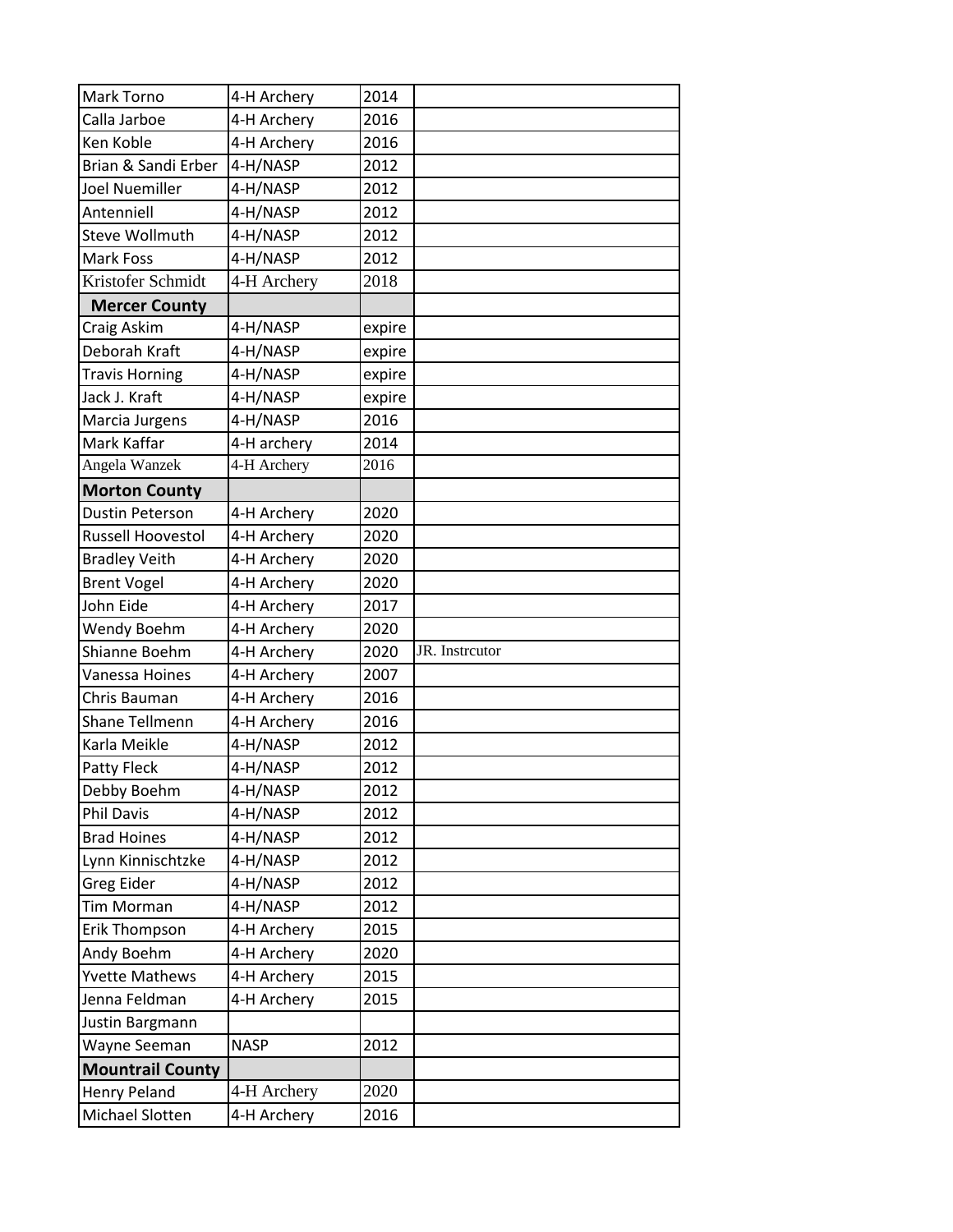| Mark Torno | 4-H Archery | 2014 | |
|---|---|---|---|
| Calla Jarboe | 4-H Archery | 2016 | |
| Ken Koble | 4-H Archery | 2016 | |
| Brian & Sandi Erber | 4-H/NASP | 2012 | |
| Joel Nuemiller | 4-H/NASP | 2012 | |
| Antenniell | 4-H/NASP | 2012 | |
| Steve Wollmuth | 4-H/NASP | 2012 | |
| Mark Foss | 4-H/NASP | 2012 | |
| Kristofer Schmidt | 4-H Archery | 2018 | |
| **Mercer County** | | | |
| Craig Askim | 4-H/NASP | expire | |
| Deborah Kraft | 4-H/NASP | expire | |
| Travis Horning | 4-H/NASP | expire | |
| Jack J. Kraft | 4-H/NASP | expire | |
| Marcia Jurgens | 4-H/NASP | 2016 | |
| Mark Kaffar | 4-H archery | 2014 | |
| Angela Wanzek | 4-H Archery | 2016 | |
| **Morton County** | | | |
| Dustin Peterson | 4-H Archery | 2020 | |
| Russell Hoovestol | 4-H Archery | 2020 | |
| Bradley Veith | 4-H Archery | 2020 | |
| Brent Vogel | 4-H Archery | 2020 | |
| John Eide | 4-H Archery | 2017 | |
| Wendy Boehm | 4-H Archery | 2020 | |
| Shianne Boehm | 4-H Archery | 2020 | JR. Instrcutor |
| Vanessa Hoines | 4-H Archery | 2007 | |
| Chris Bauman | 4-H Archery | 2016 | |
| Shane Tellmenn | 4-H Archery | 2016 | |
| Karla Meikle | 4-H/NASP | 2012 | |
| Patty Fleck | 4-H/NASP | 2012 | |
| Debby Boehm | 4-H/NASP | 2012 | |
| Phil Davis | 4-H/NASP | 2012 | |
| Brad Hoines | 4-H/NASP | 2012 | |
| Lynn Kinnischtzke | 4-H/NASP | 2012 | |
| Greg Eider | 4-H/NASP | 2012 | |
| Tim Morman | 4-H/NASP | 2012 | |
| Erik Thompson | 4-H Archery | 2015 | |
| Andy Boehm | 4-H Archery | 2020 | |
| Yvette Mathews | 4-H Archery | 2015 | |
| Jenna Feldman | 4-H Archery | 2015 | |
| Justin Bargmann | | | |
| Wayne Seeman | NASP | 2012 | |
| **Mountrail County** | | | |
| Henry Peland | 4-H Archery | 2020 | |
| Michael Slotten | 4-H Archery | 2016 | |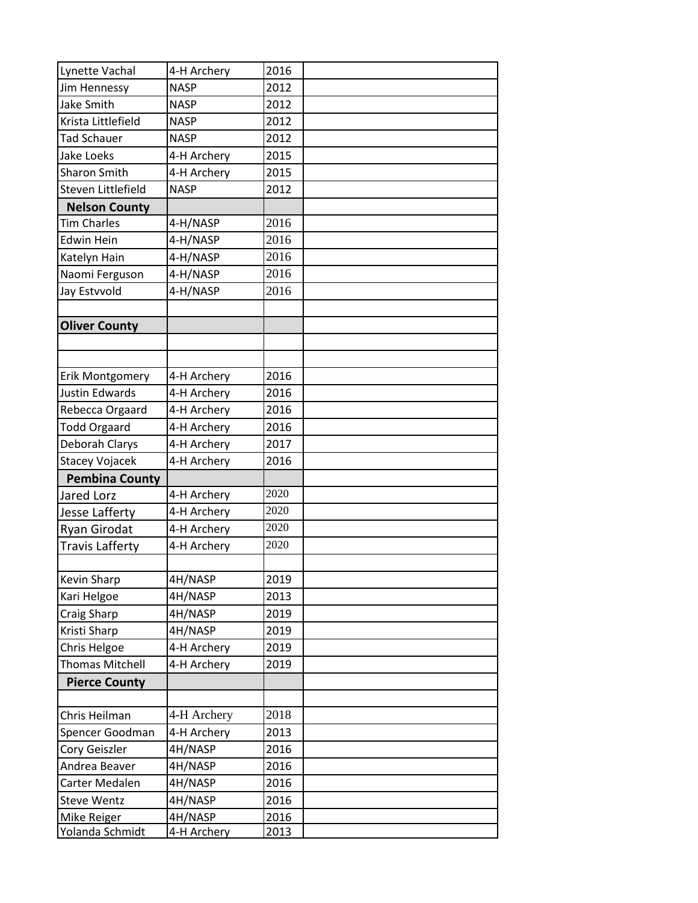| Lynette Vachal | 4-H Archery | 2016 | |
|---|---|---|---|
| Jim Hennessy | NASP | 2012 | |
| Jake Smith | NASP | 2012 | |
| Krista Littlefield | NASP | 2012 | |
| Tad Schauer | NASP | 2012 | |
| Jake Loeks | 4-H Archery | 2015 | |
| Sharon Smith | 4-H Archery | 2015 | |
| Steven Littlefield | NASP | 2012 | |
| **Nelson County** | | | |
| Tim Charles | 4-H/NASP | 2016 | |
| Edwin Hein | 4-H/NASP | 2016 | |
| Katelyn Hain | 4-H/NASP | 2016 | |
| Naomi Ferguson | 4-H/NASP | 2016 | |
| Jay Estvvold | 4-H/NASP | 2016 | |
| | | | |
| **Oliver County** | | | |
| | | | |
| | | | |
| Erik Montgomery | 4-H Archery | 2016 | |
| Justin Edwards | 4-H Archery | 2016 | |
| Rebecca Orgaard | 4-H Archery | 2016 | |
| Todd Orgaard | 4-H Archery | 2016 | |
| Deborah Clarys | 4-H Archery | 2017 | |
| Stacey Vojacek | 4-H Archery | 2016 | |
| **Pembina County** | | | |
| Jared Lorz | 4-H Archery | 2020 | |
| Jesse Lafferty | 4-H Archery | 2020 | |
| Ryan Girodat | 4-H Archery | 2020 | |
| Travis Lafferty | 4-H Archery | 2020 | |
| | | | |
| Kevin Sharp | 4H/NASP | 2019 | |
| Kari Helgoe | 4H/NASP | 2013 | |
| Craig Sharp | 4H/NASP | 2019 | |
| Kristi Sharp | 4H/NASP | 2019 | |
| Chris Helgoe | 4-H Archery | 2019 | |
| Thomas Mitchell | 4-H Archery | 2019 | |
| **Pierce County** | | | |
| | | | |
| Chris Heilman | 4-H Archery | 2018 | |
| Spencer Goodman | 4-H Archery | 2013 | |
| Cory Geiszler | 4H/NASP | 2016 | |
| Andrea Beaver | 4H/NASP | 2016 | |
| Carter Medalen | 4H/NASP | 2016 | |
| Steve Wentz | 4H/NASP | 2016 | |
| Mike Reiger | 4H/NASP | 2016 | |
| Yolanda Schmidt | 4-H Archery | 2013 | |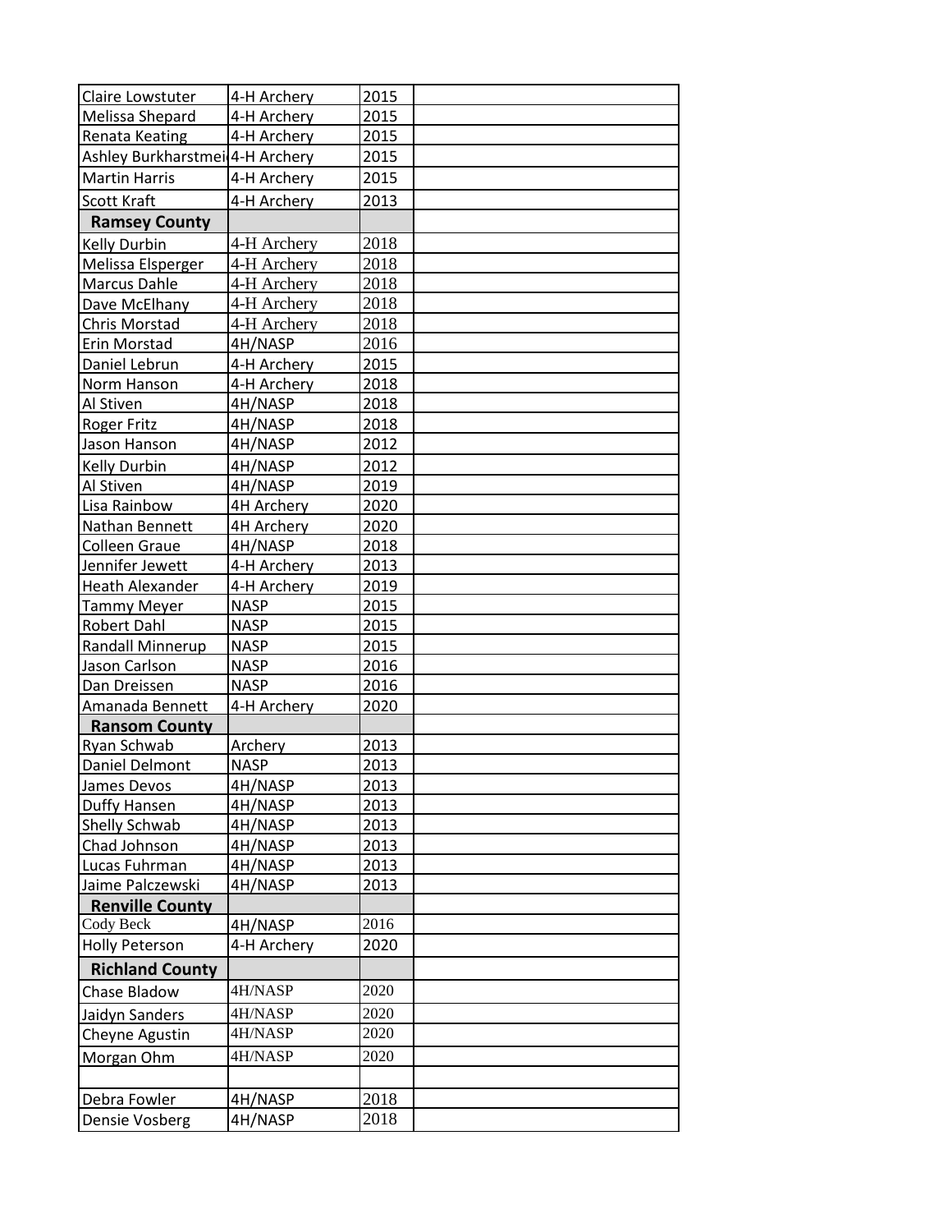| | | | |
|---|---|---|---|
| Claire Lowstuter | 4-H Archery | 2015 | |
| Melissa Shepard | 4-H Archery | 2015 | |
| Renata Keating | 4-H Archery | 2015 | |
| Ashley Burkharstmei | 4-H Archery | 2015 | |
| Martin Harris | 4-H Archery | 2015 | |
| Scott Kraft | 4-H Archery | 2013 | |
| **Ramsey County** | | | |
| Kelly Durbin | 4-H Archery | 2018 | |
| Melissa Elsperger | 4-H Archery | 2018 | |
| Marcus Dahle | 4-H Archery | 2018 | |
| Dave McElhany | 4-H Archery | 2018 | |
| Chris Morstad | 4-H Archery | 2018 | |
| Erin Morstad | 4H/NASP | 2016 | |
| Daniel Lebrun | 4-H Archery | 2015 | |
| Norm Hanson | 4-H Archery | 2018 | |
| Al Stiven | 4H/NASP | 2018 | |
| Roger Fritz | 4H/NASP | 2018 | |
| Jason Hanson | 4H/NASP | 2012 | |
| Kelly Durbin | 4H/NASP | 2012 | |
| Al Stiven | 4H/NASP | 2019 | |
| Lisa Rainbow | 4H Archery | 2020 | |
| Nathan Bennett | 4H Archery | 2020 | |
| Colleen Graue | 4H/NASP | 2018 | |
| Jennifer Jewett | 4-H Archery | 2013 | |
| Heath Alexander | 4-H Archery | 2019 | |
| Tammy Meyer | NASP | 2015 | |
| Robert Dahl | NASP | 2015 | |
| Randall Minnerup | NASP | 2015 | |
| Jason Carlson | NASP | 2016 | |
| Dan Dreissen | NASP | 2016 | |
| Amanada Bennett | 4-H Archery | 2020 | |
| **Ransom County** | | | |
| Ryan Schwab | Archery | 2013 | |
| Daniel Delmont | NASP | 2013 | |
| James Devos | 4H/NASP | 2013 | |
| Duffy Hansen | 4H/NASP | 2013 | |
| Shelly Schwab | 4H/NASP | 2013 | |
| Chad Johnson | 4H/NASP | 2013 | |
| Lucas Fuhrman | 4H/NASP | 2013 | |
| Jaime Palczewski | 4H/NASP | 2013 | |
| **Renville County** | | | |
| Cody Beck | 4H/NASP | 2016 | |
| Holly Peterson | 4-H Archery | 2020 | |
| **Richland County** | | | |
| Chase Bladow | 4H/NASP | 2020 | |
| Jaidyn Sanders | 4H/NASP | 2020 | |
| Cheyne Agustin | 4H/NASP | 2020 | |
| Morgan Ohm | 4H/NASP | 2020 | |
| | | | |
| Debra Fowler | 4H/NASP | 2018 | |
| Densie Vosberg | 4H/NASP | 2018 | |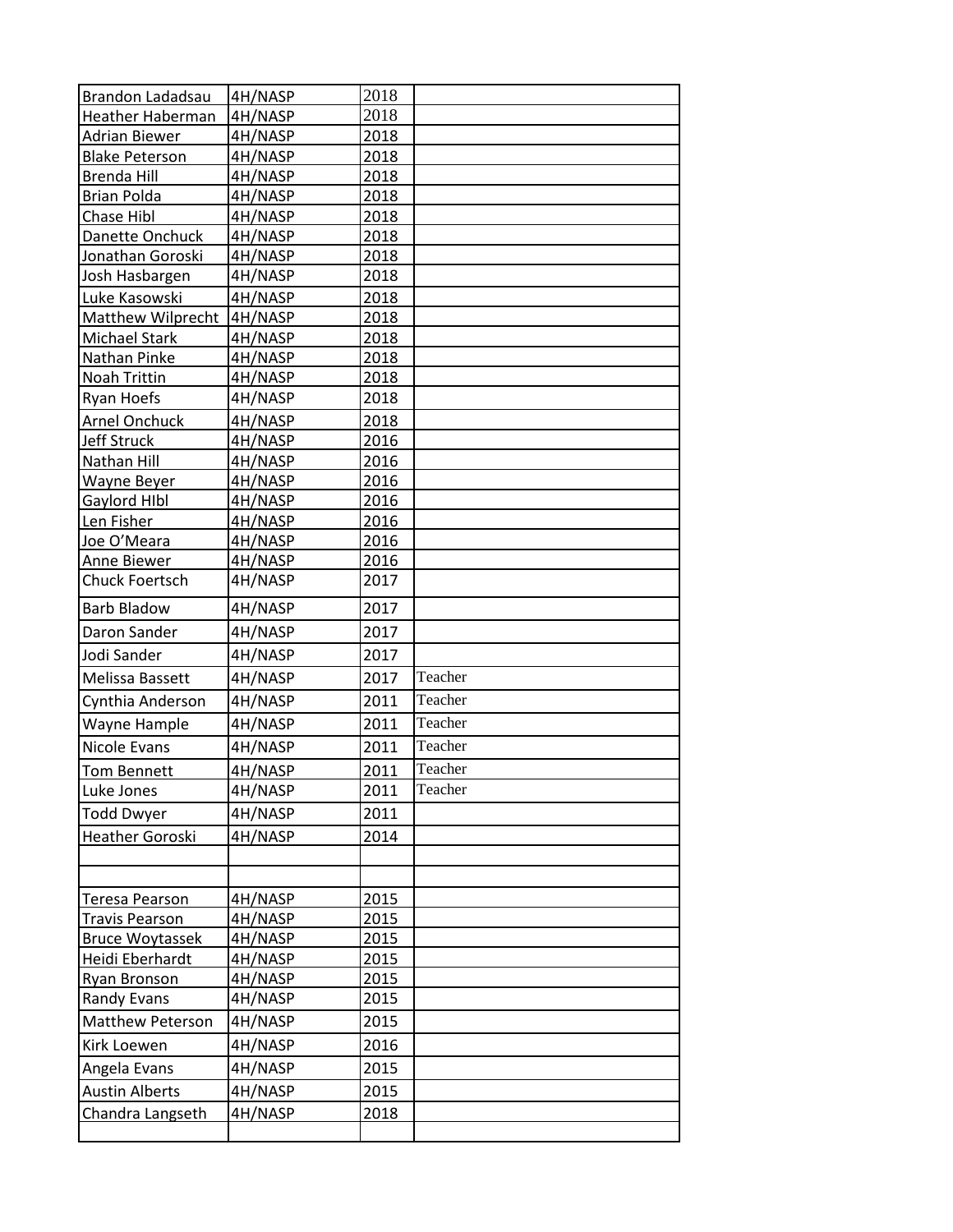| Brandon Ladadsau | 4H/NASP | 2018 | |
|---|---|---|---|
| Heather Haberman | 4H/NASP | 2018 | |
| Adrian Biewer | 4H/NASP | 2018 | |
| Blake Peterson | 4H/NASP | 2018 | |
| Brenda Hill | 4H/NASP | 2018 | |
| Brian Polda | 4H/NASP | 2018 | |
| Chase Hibl | 4H/NASP | 2018 | |
| Danette Onchuck | 4H/NASP | 2018 | |
| Jonathan Goroski | 4H/NASP | 2018 | |
| Josh Hasbargen | 4H/NASP | 2018 | |
| Luke Kasowski | 4H/NASP | 2018 | |
| Matthew Wilprecht | 4H/NASP | 2018 | |
| Michael Stark | 4H/NASP | 2018 | |
| Nathan Pinke | 4H/NASP | 2018 | |
| Noah Trittin | 4H/NASP | 2018 | |
| Ryan Hoefs | 4H/NASP | 2018 | |
| Arnel Onchuck | 4H/NASP | 2018 | |
| Jeff Struck | 4H/NASP | 2016 | |
| Nathan Hill | 4H/NASP | 2016 | |
| Wayne Beyer | 4H/NASP | 2016 | |
| Gaylord HIbl | 4H/NASP | 2016 | |
| Len Fisher | 4H/NASP | 2016 | |
| Joe O'Meara | 4H/NASP | 2016 | |
| Anne Biewer | 4H/NASP | 2016 | |
| Chuck Foertsch | 4H/NASP | 2017 | |
| Barb Bladow | 4H/NASP | 2017 | |
| Daron Sander | 4H/NASP | 2017 | |
| Jodi Sander | 4H/NASP | 2017 | |
| Melissa Bassett | 4H/NASP | 2017 | Teacher |
| Cynthia Anderson | 4H/NASP | 2011 | Teacher |
| Wayne Hample | 4H/NASP | 2011 | Teacher |
| Nicole Evans | 4H/NASP | 2011 | Teacher |
| Tom Bennett | 4H/NASP | 2011 | Teacher |
| Luke Jones | 4H/NASP | 2011 | Teacher |
| Todd Dwyer | 4H/NASP | 2011 | |
| Heather Goroski | 4H/NASP | 2014 | |
| | | | |
| | | | |
| Teresa Pearson | 4H/NASP | 2015 | |
| Travis Pearson | 4H/NASP | 2015 | |
| Bruce Woytassek | 4H/NASP | 2015 | |
| Heidi Eberhardt | 4H/NASP | 2015 | |
| Ryan Bronson | 4H/NASP | 2015 | |
| Randy Evans | 4H/NASP | 2015 | |
| Matthew Peterson | 4H/NASP | 2015 | |
| Kirk Loewen | 4H/NASP | 2016 | |
| Angela Evans | 4H/NASP | 2015 | |
| Austin Alberts | 4H/NASP | 2015 | |
| Chandra Langseth | 4H/NASP | 2018 | |
| | | | |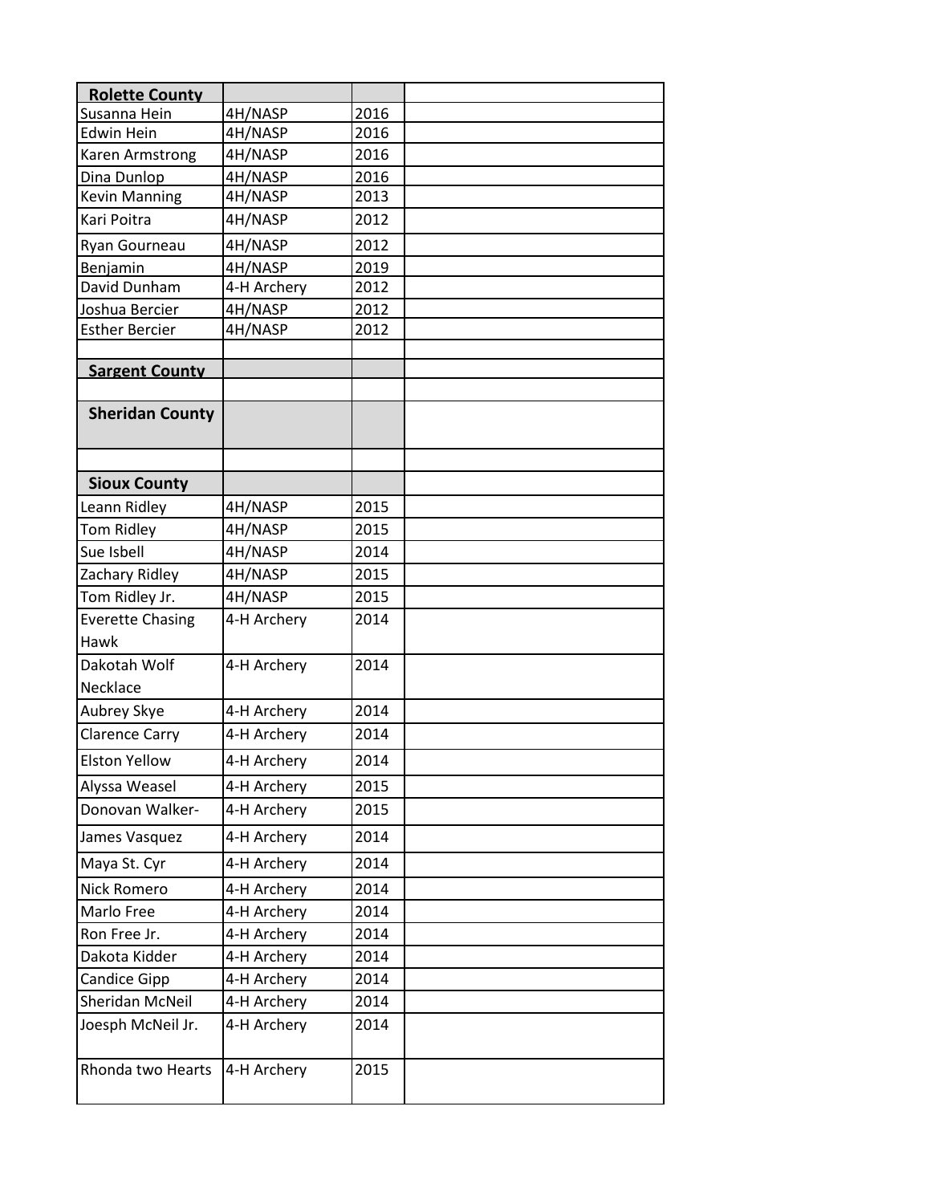| **Rolette County** | | | |
|---|---|---|---|
| Susanna Hein | 4H/NASP | 2016 | |
| Edwin Hein | 4H/NASP | 2016 | |
| Karen Armstrong | 4H/NASP | 2016 | |
| Dina Dunlop | 4H/NASP | 2016 | |
| Kevin Manning | 4H/NASP | 2013 | |
| Kari Poitra | 4H/NASP | 2012 | |
| Ryan Gourneau | 4H/NASP | 2012 | |
| Benjamin | 4H/NASP | 2019 | |
| David Dunham | 4-H Archery | 2012 | |
| Joshua Bercier | 4H/NASP | 2012 | |
| Esther Bercier | 4H/NASP | 2012 | |
| | | | |
| **Sargent County** | | | |
| | | | |
| **Sheridan County** | | | |
| | | | |
| **Sioux County** | | | |
| Leann Ridley | 4H/NASP | 2015 | |
| Tom Ridley | 4H/NASP | 2015 | |
| Sue Isbell | 4H/NASP | 2014 | |
| Zachary Ridley | 4H/NASP | 2015 | |
| Tom Ridley Jr. | 4H/NASP | 2015 | |
| Everette Chasing Hawk | 4-H Archery | 2014 | |
| Dakotah Wolf Necklace | 4-H Archery | 2014 | |
| Aubrey Skye | 4-H Archery | 2014 | |
| Clarence Carry | 4-H Archery | 2014 | |
| Elston Yellow | 4-H Archery | 2014 | |
| Alyssa Weasel | 4-H Archery | 2015 | |
| Donovan Walker- | 4-H Archery | 2015 | |
| James Vasquez | 4-H Archery | 2014 | |
| Maya St. Cyr | 4-H Archery | 2014 | |
| Nick Romero | 4-H Archery | 2014 | |
| Marlo Free | 4-H Archery | 2014 | |
| Ron Free Jr. | 4-H Archery | 2014 | |
| Dakota Kidder | 4-H Archery | 2014 | |
| Candice Gipp | 4-H Archery | 2014 | |
| Sheridan McNeil | 4-H Archery | 2014 | |
| Joesph McNeil Jr. | 4-H Archery | 2014 | |
| Rhonda two Hearts | 4-H Archery | 2015 | |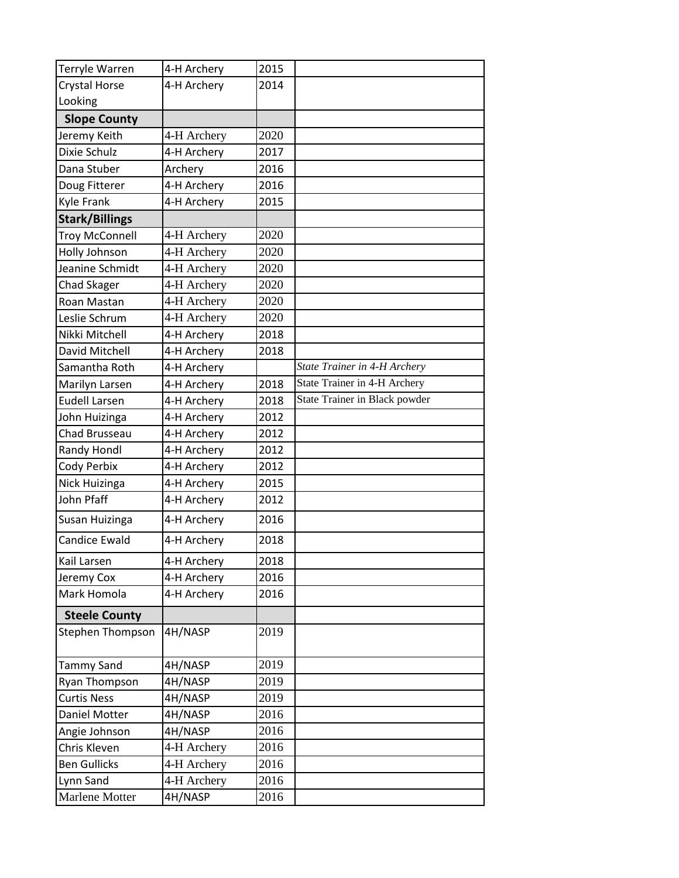| Terryle Warren | 4-H Archery | 2015 | |
|---|---|---|---|
| Crystal Horse Looking | 4-H Archery | 2014 | |
| **Slope County** | | | |
| Jeremy Keith | 4-H Archery | 2020 | |
| Dixie Schulz | 4-H Archery | 2017 | |
| Dana Stuber | Archery | 2016 | |
| Doug Fitterer | 4-H Archery | 2016 | |
| Kyle Frank | 4-H Archery | 2015 | |
| **Stark/Billings** | | | |
| Troy McConnell | 4-H Archery | 2020 | |
| Holly Johnson | 4-H Archery | 2020 | |
| Jeanine Schmidt | 4-H Archery | 2020 | |
| Chad Skager | 4-H Archery | 2020 | |
| Roan Mastan | 4-H Archery | 2020 | |
| Leslie Schrum | 4-H Archery | 2020 | |
| Nikki Mitchell | 4-H Archery | 2018 | |
| David Mitchell | 4-H Archery | 2018 | |
| Samantha Roth | 4-H Archery | | *State Trainer in 4-H Archery* |
| Marilyn Larsen | 4-H Archery | 2018 | State Trainer in 4-H Archery |
| Eudell Larsen | 4-H Archery | 2018 | State Trainer in Black powder |
| John Huizinga | 4-H Archery | 2012 | |
| Chad Brusseau | 4-H Archery | 2012 | |
| Randy Hondl | 4-H Archery | 2012 | |
| Cody Perbix | 4-H Archery | 2012 | |
| Nick Huizinga | 4-H Archery | 2015 | |
| John Pfaff | 4-H Archery | 2012 | |
| Susan Huizinga | 4-H Archery | 2016 | |
| Candice Ewald | 4-H Archery | 2018 | |
| Kail Larsen | 4-H Archery | 2018 | |
| Jeremy Cox | 4-H Archery | 2016 | |
| Mark Homola | 4-H Archery | 2016 | |
| **Steele County** | | | |
| Stephen Thompson | 4H/NASP | 2019 | |
| Tammy Sand | 4H/NASP | 2019 | |
| Ryan Thompson | 4H/NASP | 2019 | |
| Curtis Ness | 4H/NASP | 2019 | |
| Daniel Motter | 4H/NASP | 2016 | |
| Angie Johnson | 4H/NASP | 2016 | |
| Chris Kleven | 4-H Archery | 2016 | |
| Ben Gullicks | 4-H Archery | 2016 | |
| Lynn Sand | 4-H Archery | 2016 | |
| Marlene Motter | 4H/NASP | 2016 | |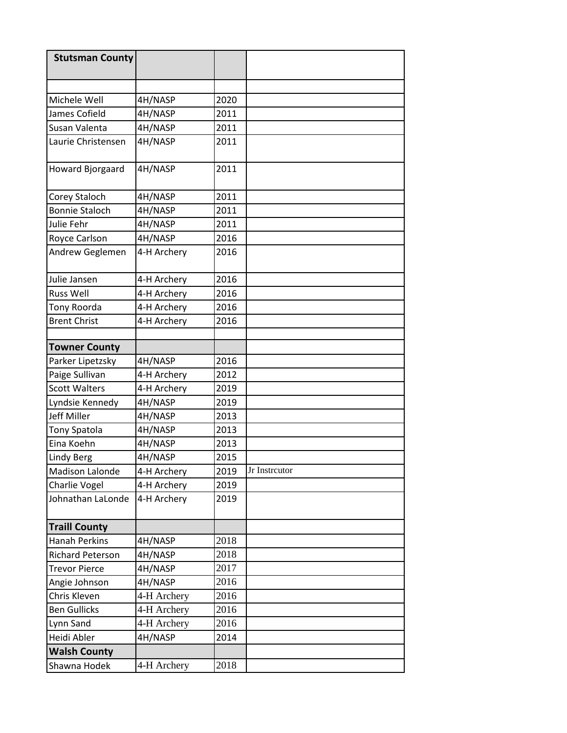| **Stutsman County** | | | |
|---|---|---|---|
| | | | |
| Michele Well | 4H/NASP | 2020 | |
| James Cofield | 4H/NASP | 2011 | |
| Susan Valenta | 4H/NASP | 2011 | |
| Laurie Christensen | 4H/NASP | 2011 | |
| Howard Bjorgaard | 4H/NASP | 2011 | |
| Corey Staloch | 4H/NASP | 2011 | |
| Bonnie Staloch | 4H/NASP | 2011 | |
| Julie Fehr | 4H/NASP | 2011 | |
| Royce Carlson | 4H/NASP | 2016 | |
| Andrew Geglemen | 4-H Archery | 2016 | |
| Julie Jansen | 4-H Archery | 2016 | |
| Russ Well | 4-H Archery | 2016 | |
| Tony Roorda | 4-H Archery | 2016 | |
| Brent Christ | 4-H Archery | 2016 | |
| | | | |
| **Towner County** | | | |
| Parker Lipetzsky | 4H/NASP | 2016 | |
| Paige Sullivan | 4-H Archery | 2012 | |
| Scott Walters | 4-H Archery | 2019 | |
| Lyndsie Kennedy | 4H/NASP | 2019 | |
| Jeff Miller | 4H/NASP | 2013 | |
| Tony Spatola | 4H/NASP | 2013 | |
| Eina Koehn | 4H/NASP | 2013 | |
| Lindy Berg | 4H/NASP | 2015 | |
| Madison Lalonde | 4-H Archery | 2019 | Jr Instrcutor |
| Charlie Vogel | 4-H Archery | 2019 | |
| Johnathan LaLonde | 4-H Archery | 2019 | |
| **Traill County** | | | |
| Hanah Perkins | 4H/NASP | 2018 | |
| Richard Peterson | 4H/NASP | 2018 | |
| Trevor Pierce | 4H/NASP | 2017 | |
| Angie Johnson | 4H/NASP | 2016 | |
| Chris Kleven | 4-H Archery | 2016 | |
| Ben Gullicks | 4-H Archery | 2016 | |
| Lynn Sand | 4-H Archery | 2016 | |
| Heidi Abler | 4H/NASP | 2014 | |
| **Walsh County** | | | |
| Shawna Hodek | 4-H Archery | 2018 | |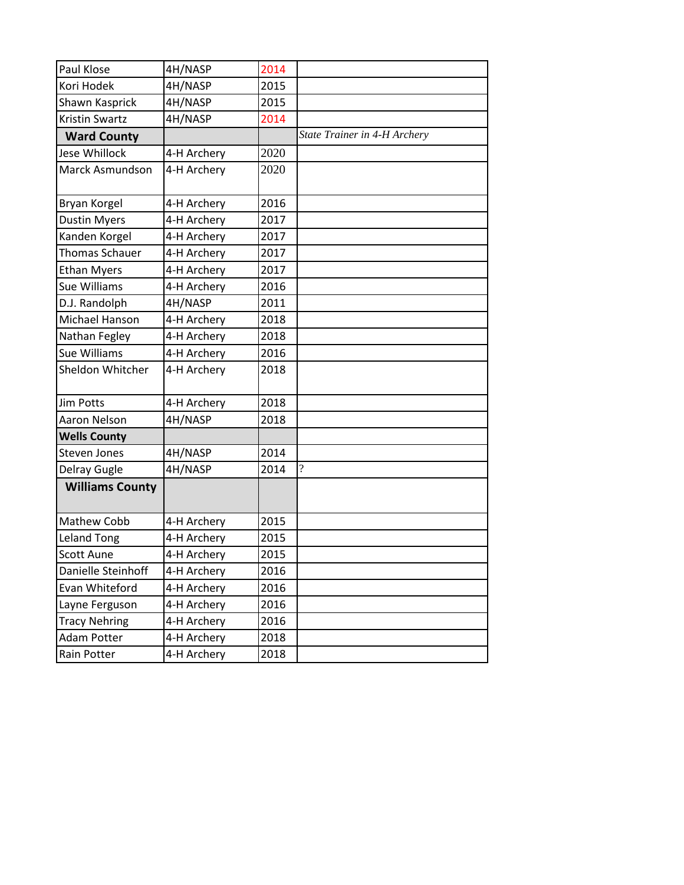| | | | |
|---|---|---|---|
| Paul Klose | 4H/NASP | 2014 | |
| Kori Hodek | 4H/NASP | 2015 | |
| Shawn Kasprick | 4H/NASP | 2015 | |
| Kristin Swartz | 4H/NASP | 2014 | |
| **Ward County** | | | *State Trainer in 4-H Archery* |
| Jese Whillock | 4-H Archery | 2020 | |
| Marck Asmundson | 4-H Archery | 2020 | |
| Bryan Korgel | 4-H Archery | 2016 | |
| Dustin Myers | 4-H Archery | 2017 | |
| Kanden Korgel | 4-H Archery | 2017 | |
| Thomas Schauer | 4-H Archery | 2017 | |
| Ethan Myers | 4-H Archery | 2017 | |
| Sue Williams | 4-H Archery | 2016 | |
| D.J. Randolph | 4H/NASP | 2011 | |
| Michael Hanson | 4-H Archery | 2018 | |
| Nathan Fegley | 4-H Archery | 2018 | |
| Sue Williams | 4-H Archery | 2016 | |
| Sheldon Whitcher | 4-H Archery | 2018 | |
| Jim Potts | 4-H Archery | 2018 | |
| Aaron Nelson | 4H/NASP | 2018 | |
| **Wells County** | | | |
| Steven Jones | 4H/NASP | 2014 | |
| Delray Gugle | 4H/NASP | 2014 | ? |
| **Williams County** | | | |
| Mathew Cobb | 4-H Archery | 2015 | |
| Leland Tong | 4-H Archery | 2015 | |
| Scott Aune | 4-H Archery | 2015 | |
| Danielle Steinhoff | 4-H Archery | 2016 | |
| Evan Whiteford | 4-H Archery | 2016 | |
| Layne Ferguson | 4-H Archery | 2016 | |
| Tracy Nehring | 4-H Archery | 2016 | |
| Adam Potter | 4-H Archery | 2018 | |
| Rain Potter | 4-H Archery | 2018 | |